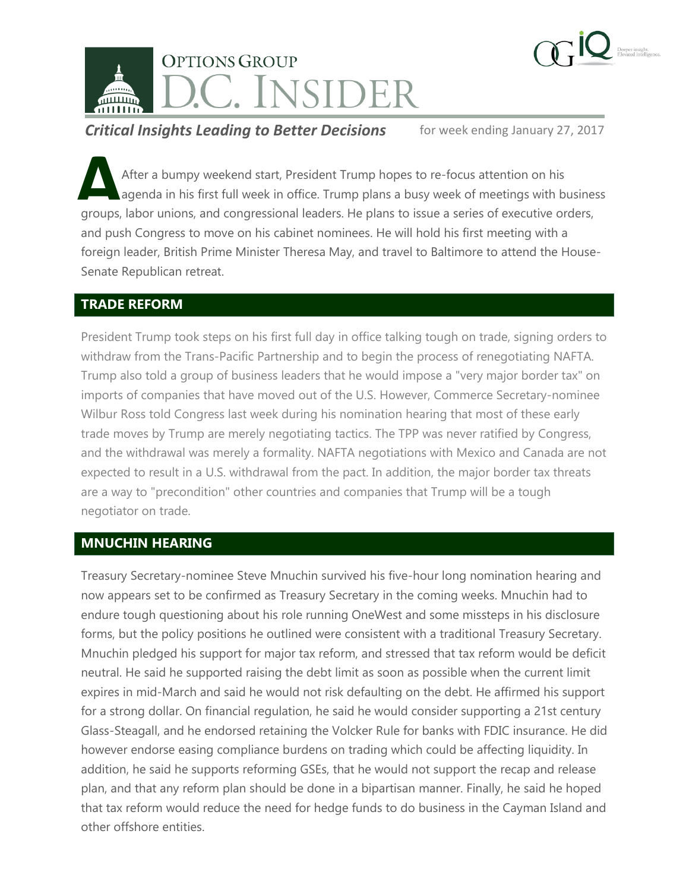# OPTIONS GROUP D.C. INSIDER

***Critical Insights Leading to Better Decisions*** for week ending January 27, 2017

After a bumpy weekend start, President Trump hopes to re-focus attention on his agenda in his first full week in office. Trump plans a busy week of meetings with business groups, labor unions, and congressional leaders. He plans to issue a series of executive orders, and push Congress to move on his cabinet nominees. He will hold his first meeting with a foreign leader, British Prime Minister Theresa May, and travel to Baltimore to attend the House-Senate Republican retreat.

## TRADE REFORM

President Trump took steps on his first full day in office talking tough on trade, signing orders to withdraw from the Trans-Pacific Partnership and to begin the process of renegotiating NAFTA. Trump also told a group of business leaders that he would impose a "very major border tax" on imports of companies that have moved out of the U.S. However, Commerce Secretary-nominee Wilbur Ross told Congress last week during his nomination hearing that most of these early trade moves by Trump are merely negotiating tactics. The TPP was never ratified by Congress, and the withdrawal was merely a formality. NAFTA negotiations with Mexico and Canada are not expected to result in a U.S. withdrawal from the pact. In addition, the major border tax threats are a way to "precondition" other countries and companies that Trump will be a tough negotiator on trade.

## MNUCHIN HEARING

Treasury Secretary-nominee Steve Mnuchin survived his five-hour long nomination hearing and now appears set to be confirmed as Treasury Secretary in the coming weeks. Mnuchin had to endure tough questioning about his role running OneWest and some missteps in his disclosure forms, but the policy positions he outlined were consistent with a traditional Treasury Secretary. Mnuchin pledged his support for major tax reform, and stressed that tax reform would be deficit neutral. He said he supported raising the debt limit as soon as possible when the current limit expires in mid-March and said he would not risk defaulting on the debt. He affirmed his support for a strong dollar. On financial regulation, he said he would consider supporting a 21st century Glass-Steagall, and he endorsed retaining the Volcker Rule for banks with FDIC insurance. He did however endorse easing compliance burdens on trading which could be affecting liquidity. In addition, he said he supports reforming GSEs, that he would not support the recap and release plan, and that any reform plan should be done in a bipartisan manner. Finally, he said he hoped that tax reform would reduce the need for hedge funds to do business in the Cayman Island and other offshore entities.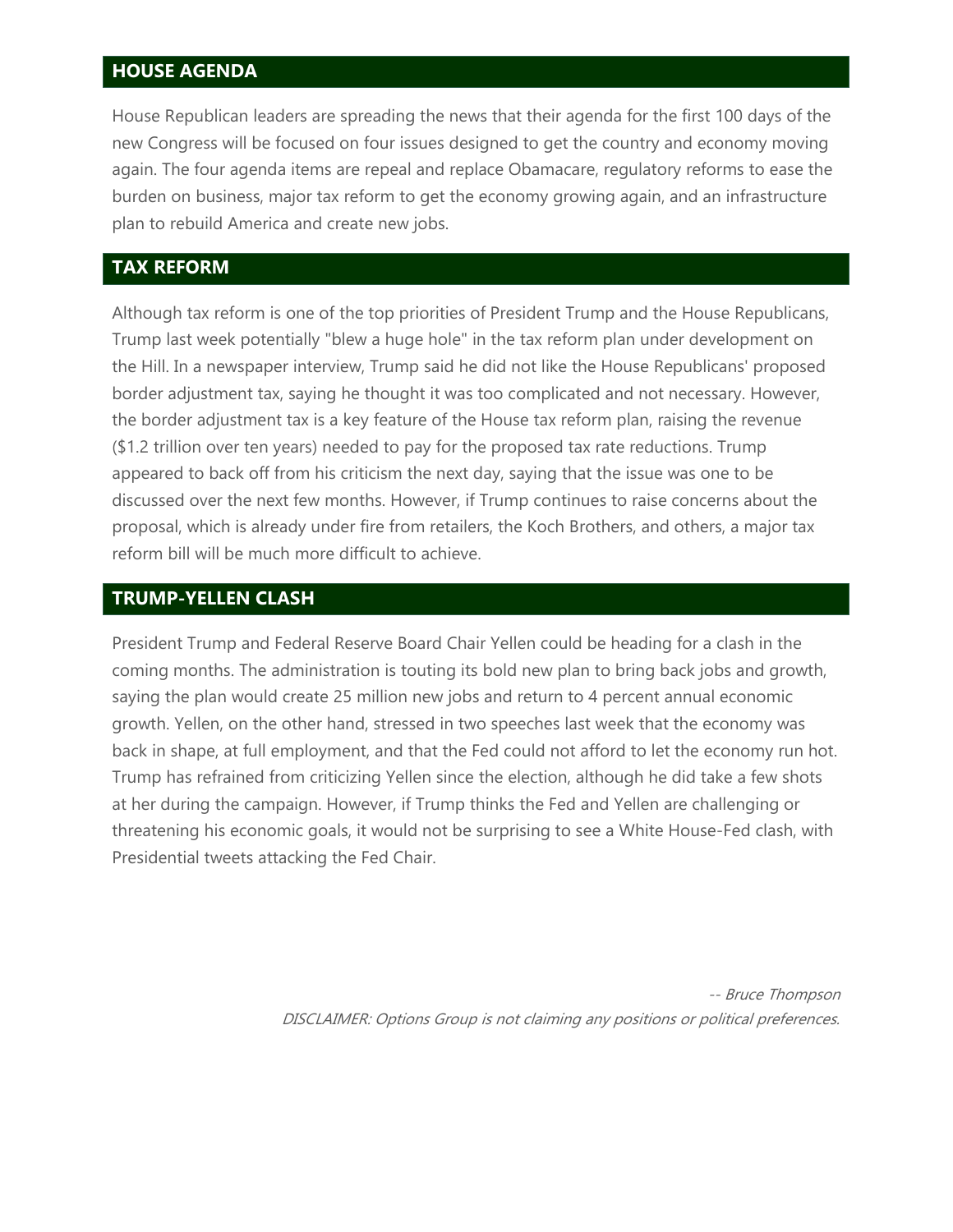## HOUSE AGENDA

House Republican leaders are spreading the news that their agenda for the first 100 days of the new Congress will be focused on four issues designed to get the country and economy moving again. The four agenda items are repeal and replace Obamacare, regulatory reforms to ease the burden on business, major tax reform to get the economy growing again, and an infrastructure plan to rebuild America and create new jobs.

## TAX REFORM

Although tax reform is one of the top priorities of President Trump and the House Republicans, Trump last week potentially "blew a huge hole" in the tax reform plan under development on the Hill. In a newspaper interview, Trump said he did not like the House Republicans' proposed border adjustment tax, saying he thought it was too complicated and not necessary. However, the border adjustment tax is a key feature of the House tax reform plan, raising the revenue ($1.2 trillion over ten years) needed to pay for the proposed tax rate reductions. Trump appeared to back off from his criticism the next day, saying that the issue was one to be discussed over the next few months. However, if Trump continues to raise concerns about the proposal, which is already under fire from retailers, the Koch Brothers, and others, a major tax reform bill will be much more difficult to achieve.

## TRUMP-YELLEN CLASH

President Trump and Federal Reserve Board Chair Yellen could be heading for a clash in the coming months. The administration is touting its bold new plan to bring back jobs and growth, saying the plan would create 25 million new jobs and return to 4 percent annual economic growth. Yellen, on the other hand, stressed in two speeches last week that the economy was back in shape, at full employment, and that the Fed could not afford to let the economy run hot. Trump has refrained from criticizing Yellen since the election, although he did take a few shots at her during the campaign. However, if Trump thinks the Fed and Yellen are challenging or threatening his economic goals, it would not be surprising to see a White House-Fed clash, with Presidential tweets attacking the Fed Chair.

*-- Bruce Thompson*

*DISCLAIMER: Options Group is not claiming any positions or political preferences.*